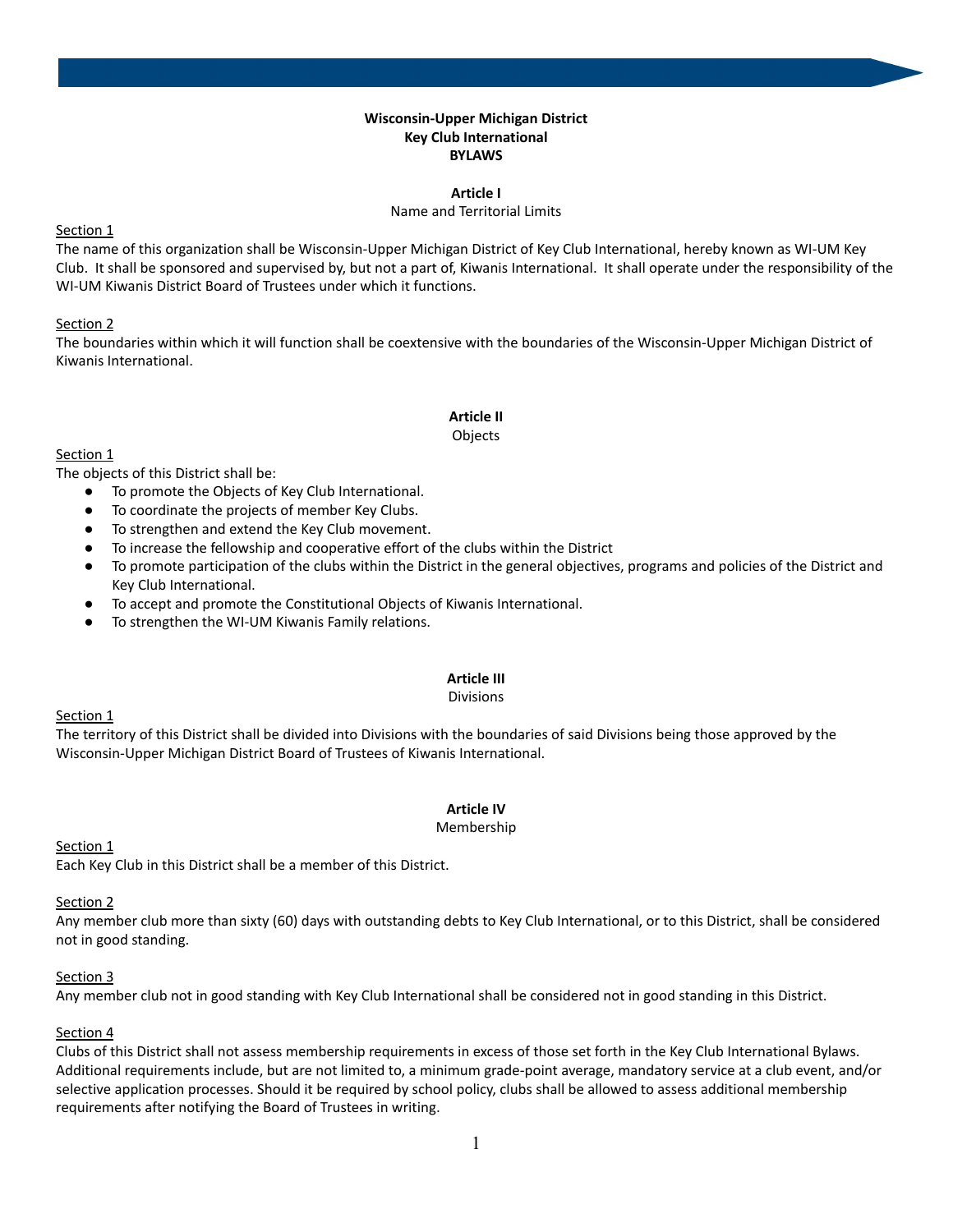# Wisconsin-Upper Michigan District
# Key Club International
# BYLAWS

## Article I
Name and Territorial Limits

Section 1
The name of this organization shall be Wisconsin-Upper Michigan District of Key Club International, hereby known as WI-UM Key Club. It shall be sponsored and supervised by, but not a part of, Kiwanis International. It shall operate under the responsibility of the WI-UM Kiwanis District Board of Trustees under which it functions.

Section 2
The boundaries within which it will function shall be coextensive with the boundaries of the Wisconsin-Upper Michigan District of Kiwanis International.

## Article II
Objects

Section 1
The objects of this District shall be:

- To promote the Objects of Key Club International.
- To coordinate the projects of member Key Clubs.
- To strengthen and extend the Key Club movement.
- To increase the fellowship and cooperative effort of the clubs within the District
- To promote participation of the clubs within the District in the general objectives, programs and policies of the District and Key Club International.
- To accept and promote the Constitutional Objects of Kiwanis International.
- To strengthen the WI-UM Kiwanis Family relations.

## Article III
Divisions

Section 1
The territory of this District shall be divided into Divisions with the boundaries of said Divisions being those approved by the Wisconsin-Upper Michigan District Board of Trustees of Kiwanis International.

## Article IV
Membership

Section 1
Each Key Club in this District shall be a member of this District.

Section 2
Any member club more than sixty (60) days with outstanding debts to Key Club International, or to this District, shall be considered not in good standing.

Section 3
Any member club not in good standing with Key Club International shall be considered not in good standing in this District.

Section 4
Clubs of this District shall not assess membership requirements in excess of those set forth in the Key Club International Bylaws. Additional requirements include, but are not limited to, a minimum grade-point average, mandatory service at a club event, and/or selective application processes. Should it be required by school policy, clubs shall be allowed to assess additional membership requirements after notifying the Board of Trustees in writing.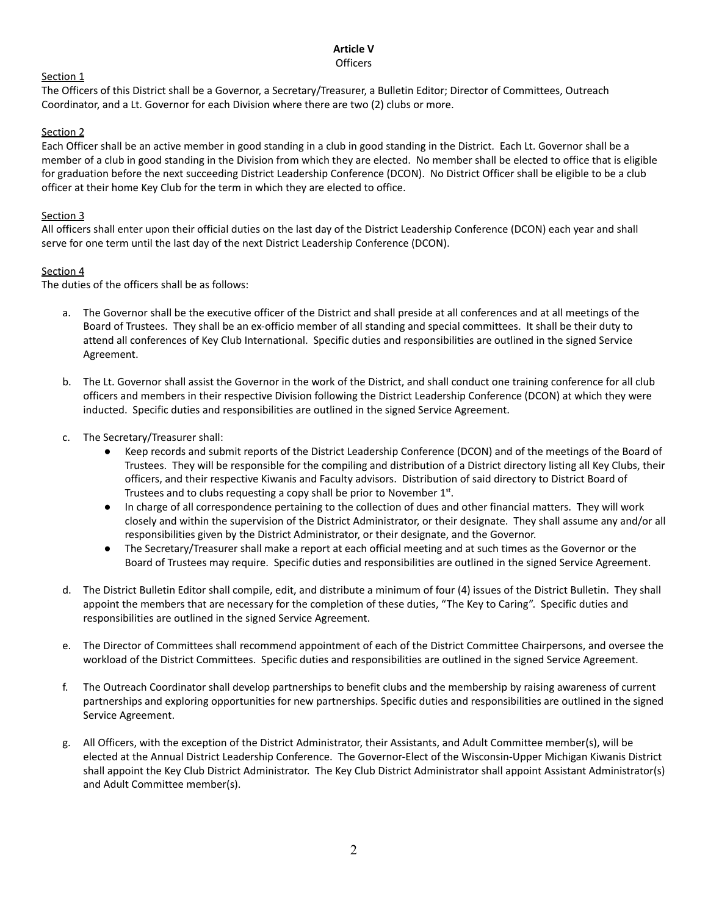# Article V
Officers

Section 1
The Officers of this District shall be a Governor, a Secretary/Treasurer, a Bulletin Editor; Director of Committees, Outreach Coordinator, and a Lt. Governor for each Division where there are two (2) clubs or more.

Section 2
Each Officer shall be an active member in good standing in a club in good standing in the District. Each Lt. Governor shall be a member of a club in good standing in the Division from which they are elected. No member shall be elected to office that is eligible for graduation before the next succeeding District Leadership Conference (DCON). No District Officer shall be eligible to be a club officer at their home Key Club for the term in which they are elected to office.

Section 3
All officers shall enter upon their official duties on the last day of the District Leadership Conference (DCON) each year and shall serve for one term until the last day of the next District Leadership Conference (DCON).

Section 4
The duties of the officers shall be as follows:

a. The Governor shall be the executive officer of the District and shall preside at all conferences and at all meetings of the Board of Trustees. They shall be an ex-officio member of all standing and special committees. It shall be their duty to attend all conferences of Key Club International. Specific duties and responsibilities are outlined in the signed Service Agreement.

b. The Lt. Governor shall assist the Governor in the work of the District, and shall conduct one training conference for all club officers and members in their respective Division following the District Leadership Conference (DCON) at which they were inducted. Specific duties and responsibilities are outlined in the signed Service Agreement.

c. The Secretary/Treasurer shall:
   - Keep records and submit reports of the District Leadership Conference (DCON) and of the meetings of the Board of Trustees. They will be responsible for the compiling and distribution of a District directory listing all Key Clubs, their officers, and their respective Kiwanis and Faculty advisors. Distribution of said directory to District Board of Trustees and to clubs requesting a copy shall be prior to November 1st.
   - In charge of all correspondence pertaining to the collection of dues and other financial matters. They will work closely and within the supervision of the District Administrator, or their designate. They shall assume any and/or all responsibilities given by the District Administrator, or their designate, and the Governor.
   - The Secretary/Treasurer shall make a report at each official meeting and at such times as the Governor or the Board of Trustees may require. Specific duties and responsibilities are outlined in the signed Service Agreement.

d. The District Bulletin Editor shall compile, edit, and distribute a minimum of four (4) issues of the District Bulletin. They shall appoint the members that are necessary for the completion of these duties, "The Key to Caring". Specific duties and responsibilities are outlined in the signed Service Agreement.

e. The Director of Committees shall recommend appointment of each of the District Committee Chairpersons, and oversee the workload of the District Committees. Specific duties and responsibilities are outlined in the signed Service Agreement.

f. The Outreach Coordinator shall develop partnerships to benefit clubs and the membership by raising awareness of current partnerships and exploring opportunities for new partnerships. Specific duties and responsibilities are outlined in the signed Service Agreement.

g. All Officers, with the exception of the District Administrator, their Assistants, and Adult Committee member(s), will be elected at the Annual District Leadership Conference. The Governor-Elect of the Wisconsin-Upper Michigan Kiwanis District shall appoint the Key Club District Administrator. The Key Club District Administrator shall appoint Assistant Administrator(s) and Adult Committee member(s).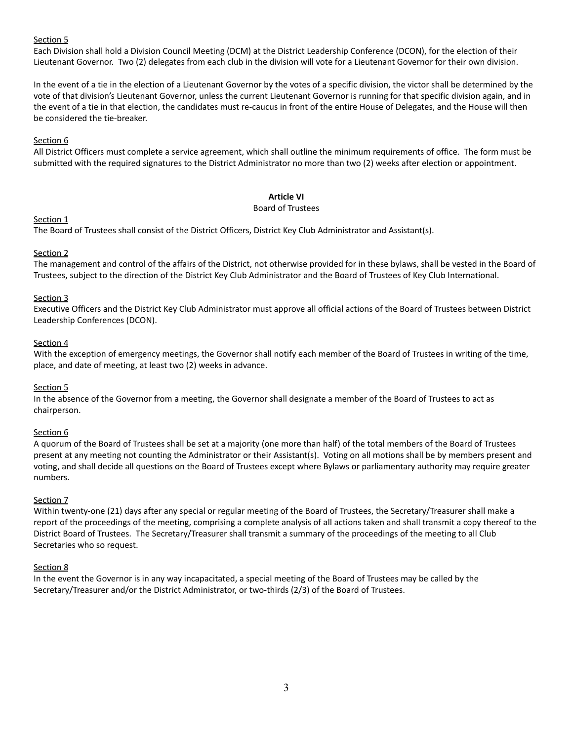<u>Section 5</u>

Each Division shall hold a Division Council Meeting (DCM) at the District Leadership Conference (DCON), for the election of their Lieutenant Governor. Two (2) delegates from each club in the division will vote for a Lieutenant Governor for their own division.

In the event of a tie in the election of a Lieutenant Governor by the votes of a specific division, the victor shall be determined by the vote of that division's Lieutenant Governor, unless the current Lieutenant Governor is running for that specific division again, and in the event of a tie in that election, the candidates must re-caucus in front of the entire House of Delegates, and the House will then be considered the tie-breaker.

<u>Section 6</u>

All District Officers must complete a service agreement, which shall outline the minimum requirements of office. The form must be submitted with the required signatures to the District Administrator no more than two (2) weeks after election or appointment.

## Article VI

Board of Trustees

<u>Section 1</u>

The Board of Trustees shall consist of the District Officers, District Key Club Administrator and Assistant(s).

<u>Section 2</u>

The management and control of the affairs of the District, not otherwise provided for in these bylaws, shall be vested in the Board of Trustees, subject to the direction of the District Key Club Administrator and the Board of Trustees of Key Club International.

<u>Section 3</u>

Executive Officers and the District Key Club Administrator must approve all official actions of the Board of Trustees between District Leadership Conferences (DCON).

<u>Section 4</u>

With the exception of emergency meetings, the Governor shall notify each member of the Board of Trustees in writing of the time, place, and date of meeting, at least two (2) weeks in advance.

<u>Section 5</u>

In the absence of the Governor from a meeting, the Governor shall designate a member of the Board of Trustees to act as chairperson.

<u>Section 6</u>

A quorum of the Board of Trustees shall be set at a majority (one more than half) of the total members of the Board of Trustees present at any meeting not counting the Administrator or their Assistant(s). Voting on all motions shall be by members present and voting, and shall decide all questions on the Board of Trustees except where Bylaws or parliamentary authority may require greater numbers.

<u>Section 7</u>

Within twenty-one (21) days after any special or regular meeting of the Board of Trustees, the Secretary/Treasurer shall make a report of the proceedings of the meeting, comprising a complete analysis of all actions taken and shall transmit a copy thereof to the District Board of Trustees. The Secretary/Treasurer shall transmit a summary of the proceedings of the meeting to all Club Secretaries who so request.

<u>Section 8</u>

In the event the Governor is in any way incapacitated, a special meeting of the Board of Trustees may be called by the Secretary/Treasurer and/or the District Administrator, or two-thirds (2/3) of the Board of Trustees.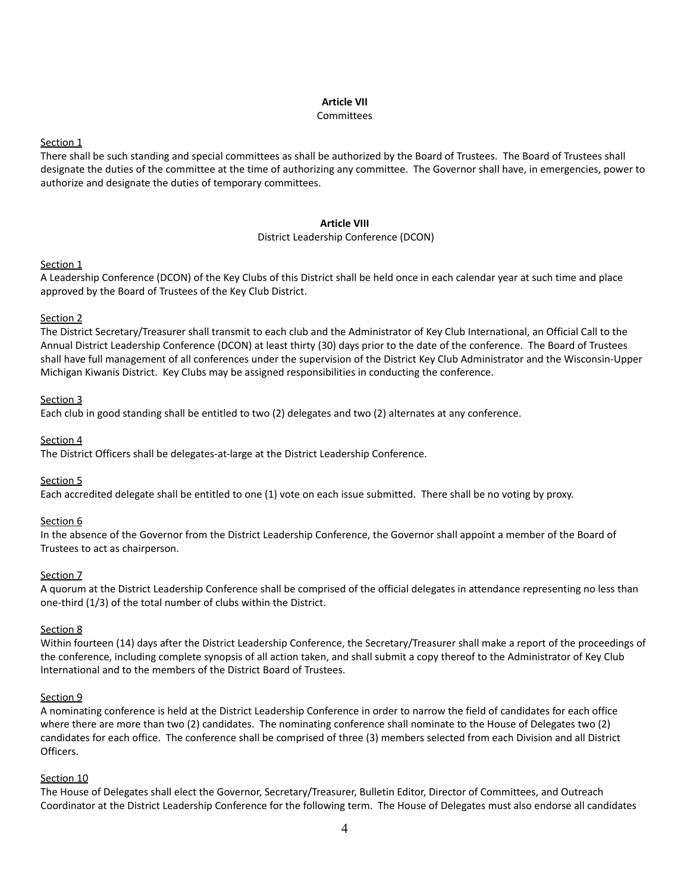## Article VII
Committees

Section 1
There shall be such standing and special committees as shall be authorized by the Board of Trustees. The Board of Trustees shall designate the duties of the committee at the time of authorizing any committee. The Governor shall have, in emergencies, power to authorize and designate the duties of temporary committees.

## Article VIII
District Leadership Conference (DCON)

Section 1
A Leadership Conference (DCON) of the Key Clubs of this District shall be held once in each calendar year at such time and place approved by the Board of Trustees of the Key Club District.

Section 2
The District Secretary/Treasurer shall transmit to each club and the Administrator of Key Club International, an Official Call to the Annual District Leadership Conference (DCON) at least thirty (30) days prior to the date of the conference. The Board of Trustees shall have full management of all conferences under the supervision of the District Key Club Administrator and the Wisconsin-Upper Michigan Kiwanis District. Key Clubs may be assigned responsibilities in conducting the conference.

Section 3
Each club in good standing shall be entitled to two (2) delegates and two (2) alternates at any conference.

Section 4
The District Officers shall be delegates-at-large at the District Leadership Conference.

Section 5
Each accredited delegate shall be entitled to one (1) vote on each issue submitted. There shall be no voting by proxy.

Section 6
In the absence of the Governor from the District Leadership Conference, the Governor shall appoint a member of the Board of Trustees to act as chairperson.

Section 7
A quorum at the District Leadership Conference shall be comprised of the official delegates in attendance representing no less than one-third (1/3) of the total number of clubs within the District.

Section 8
Within fourteen (14) days after the District Leadership Conference, the Secretary/Treasurer shall make a report of the proceedings of the conference, including complete synopsis of all action taken, and shall submit a copy thereof to the Administrator of Key Club International and to the members of the District Board of Trustees.

Section 9
A nominating conference is held at the District Leadership Conference in order to narrow the field of candidates for each office where there are more than two (2) candidates. The nominating conference shall nominate to the House of Delegates two (2) candidates for each office. The conference shall be comprised of three (3) members selected from each Division and all District Officers.

Section 10
The House of Delegates shall elect the Governor, Secretary/Treasurer, Bulletin Editor, Director of Committees, and Outreach Coordinator at the District Leadership Conference for the following term. The House of Delegates must also endorse all candidates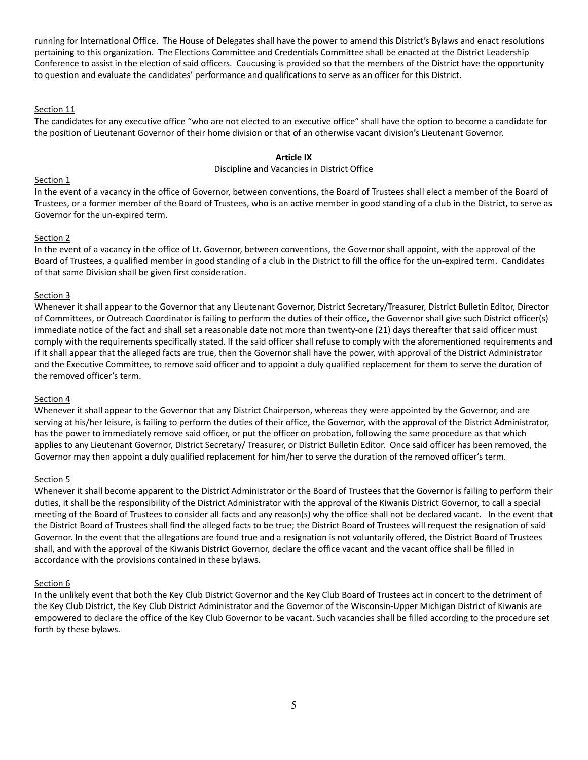running for International Office. The House of Delegates shall have the power to amend this District's Bylaws and enact resolutions pertaining to this organization. The Elections Committee and Credentials Committee shall be enacted at the District Leadership Conference to assist in the election of said officers. Caucusing is provided so that the members of the District have the opportunity to question and evaluate the candidates' performance and qualifications to serve as an officer for this District.

Section 11

The candidates for any executive office "who are not elected to an executive office" shall have the option to become a candidate for the position of Lieutenant Governor of their home division or that of an otherwise vacant division's Lieutenant Governor.

**Article IX**

Discipline and Vacancies in District Office

Section 1

In the event of a vacancy in the office of Governor, between conventions, the Board of Trustees shall elect a member of the Board of Trustees, or a former member of the Board of Trustees, who is an active member in good standing of a club in the District, to serve as Governor for the un-expired term.

Section 2

In the event of a vacancy in the office of Lt. Governor, between conventions, the Governor shall appoint, with the approval of the Board of Trustees, a qualified member in good standing of a club in the District to fill the office for the un-expired term. Candidates of that same Division shall be given first consideration.

Section 3

Whenever it shall appear to the Governor that any Lieutenant Governor, District Secretary/Treasurer, District Bulletin Editor, Director of Committees, or Outreach Coordinator is failing to perform the duties of their office, the Governor shall give such District officer(s) immediate notice of the fact and shall set a reasonable date not more than twenty-one (21) days thereafter that said officer must comply with the requirements specifically stated. If the said officer shall refuse to comply with the aforementioned requirements and if it shall appear that the alleged facts are true, then the Governor shall have the power, with approval of the District Administrator and the Executive Committee, to remove said officer and to appoint a duly qualified replacement for them to serve the duration of the removed officer's term.

Section 4

Whenever it shall appear to the Governor that any District Chairperson, whereas they were appointed by the Governor, and are serving at his/her leisure, is failing to perform the duties of their office, the Governor, with the approval of the District Administrator, has the power to immediately remove said officer, or put the officer on probation, following the same procedure as that which applies to any Lieutenant Governor, District Secretary/ Treasurer, or District Bulletin Editor. Once said officer has been removed, the Governor may then appoint a duly qualified replacement for him/her to serve the duration of the removed officer's term.

Section 5

Whenever it shall become apparent to the District Administrator or the Board of Trustees that the Governor is failing to perform their duties, it shall be the responsibility of the District Administrator with the approval of the Kiwanis District Governor, to call a special meeting of the Board of Trustees to consider all facts and any reason(s) why the office shall not be declared vacant. In the event that the District Board of Trustees shall find the alleged facts to be true; the District Board of Trustees will request the resignation of said Governor. In the event that the allegations are found true and a resignation is not voluntarily offered, the District Board of Trustees shall, and with the approval of the Kiwanis District Governor, declare the office vacant and the vacant office shall be filled in accordance with the provisions contained in these bylaws.

Section 6

In the unlikely event that both the Key Club District Governor and the Key Club Board of Trustees act in concert to the detriment of the Key Club District, the Key Club District Administrator and the Governor of the Wisconsin-Upper Michigan District of Kiwanis are empowered to declare the office of the Key Club Governor to be vacant. Such vacancies shall be filled according to the procedure set forth by these bylaws.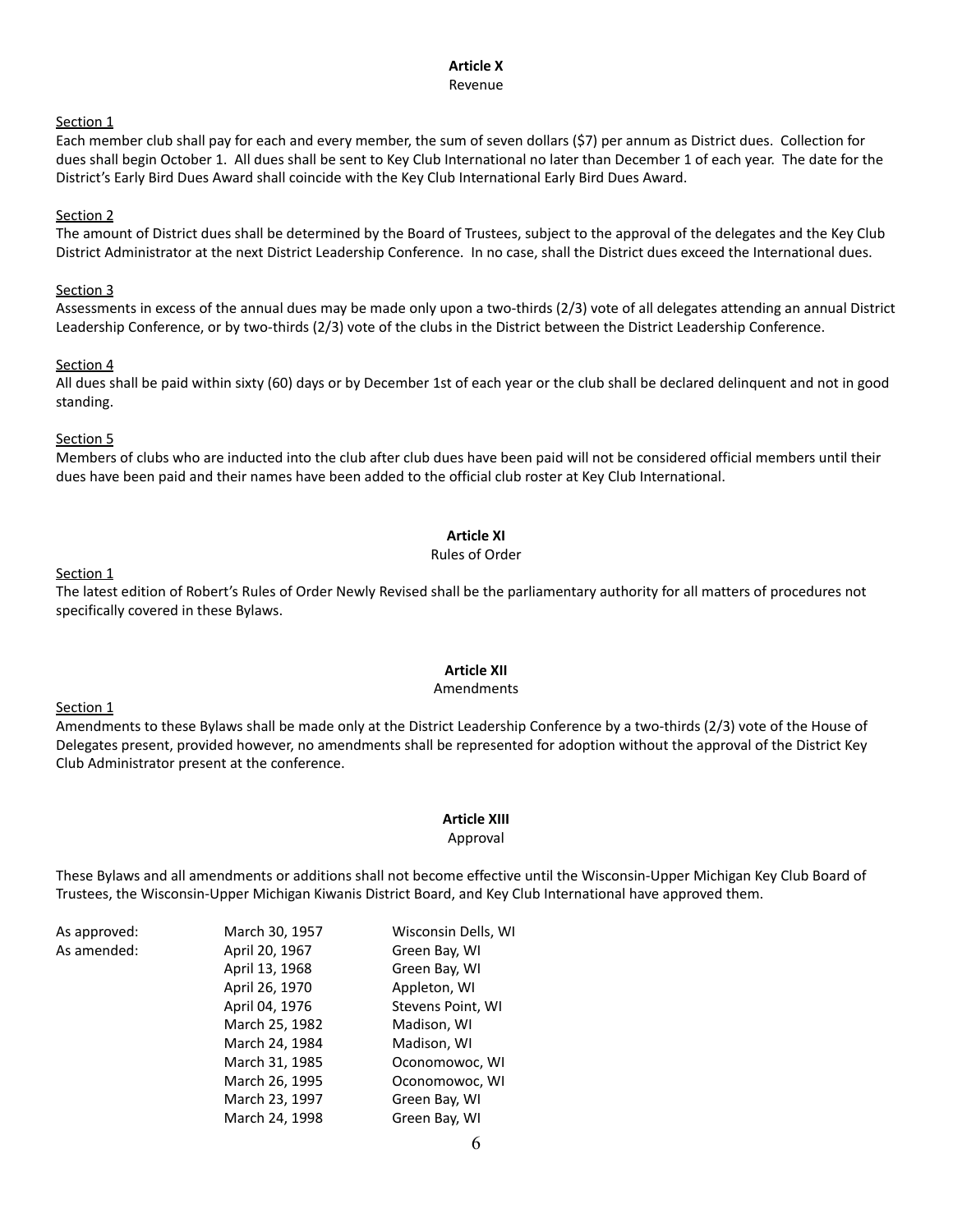**Article X**

Revenue

Section 1

Each member club shall pay for each and every member, the sum of seven dollars ($7) per annum as District dues. Collection for dues shall begin October 1. All dues shall be sent to Key Club International no later than December 1 of each year. The date for the District's Early Bird Dues Award shall coincide with the Key Club International Early Bird Dues Award.

Section 2

The amount of District dues shall be determined by the Board of Trustees, subject to the approval of the delegates and the Key Club District Administrator at the next District Leadership Conference. In no case, shall the District dues exceed the International dues.

Section 3

Assessments in excess of the annual dues may be made only upon a two-thirds (2/3) vote of all delegates attending an annual District Leadership Conference, or by two-thirds (2/3) vote of the clubs in the District between the District Leadership Conference.

Section 4

All dues shall be paid within sixty (60) days or by December 1st of each year or the club shall be declared delinquent and not in good standing.

Section 5

Members of clubs who are inducted into the club after club dues have been paid will not be considered official members until their dues have been paid and their names have been added to the official club roster at Key Club International.

**Article XI**

Rules of Order

Section 1

The latest edition of Robert's Rules of Order Newly Revised shall be the parliamentary authority for all matters of procedures not specifically covered in these Bylaws.

**Article XII**

Amendments

Section 1

Amendments to these Bylaws shall be made only at the District Leadership Conference by a two-thirds (2/3) vote of the House of Delegates present, provided however, no amendments shall be represented for adoption without the approval of the District Key Club Administrator present at the conference.

**Article XIII**

Approval

These Bylaws and all amendments or additions shall not become effective until the Wisconsin-Upper Michigan Key Club Board of Trustees, the Wisconsin-Upper Michigan Kiwanis District Board, and Key Club International have approved them.

| | | |
|---|---|---|
| As approved: | March 30, 1957 | Wisconsin Dells, WI |
| As amended: | April 20, 1967 | Green Bay, WI |
| | April 13, 1968 | Green Bay, WI |
| | April 26, 1970 | Appleton, WI |
| | April 04, 1976 | Stevens Point, WI |
| | March 25, 1982 | Madison, WI |
| | March 24, 1984 | Madison, WI |
| | March 31, 1985 | Oconomowoc, WI |
| | March 26, 1995 | Oconomowoc, WI |
| | March 23, 1997 | Green Bay, WI |
| | March 24, 1998 | Green Bay, WI |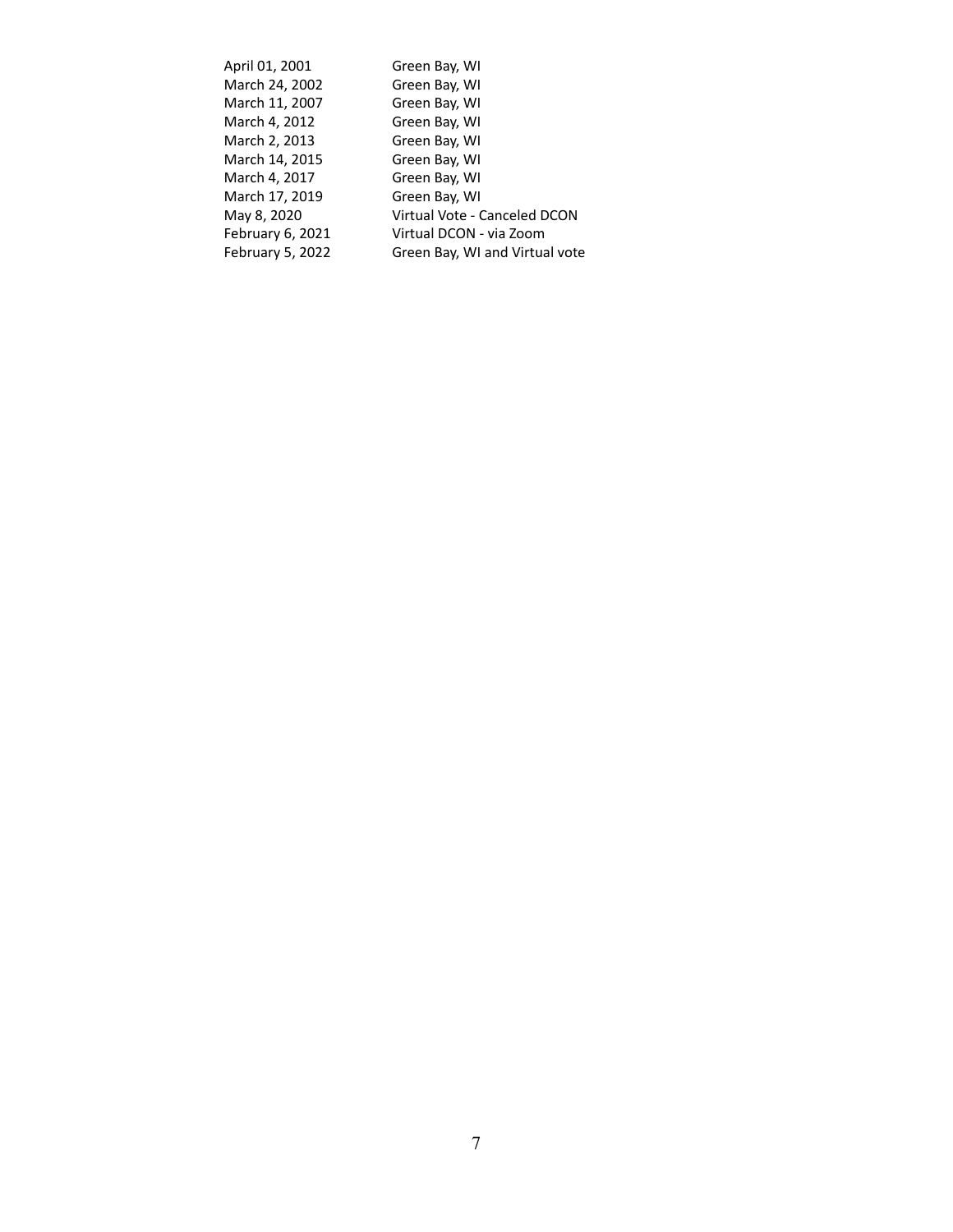| | |
|---|---|
| April 01, 2001 | Green Bay, WI |
| March 24, 2002 | Green Bay, WI |
| March 11, 2007 | Green Bay, WI |
| March 4, 2012 | Green Bay, WI |
| March 2, 2013 | Green Bay, WI |
| March 14, 2015 | Green Bay, WI |
| March 4, 2017 | Green Bay, WI |
| March 17, 2019 | Green Bay, WI |
| May 8, 2020 | Virtual Vote - Canceled DCON |
| February 6, 2021 | Virtual DCON - via Zoom |
| February 5, 2022 | Green Bay, WI and Virtual vote |